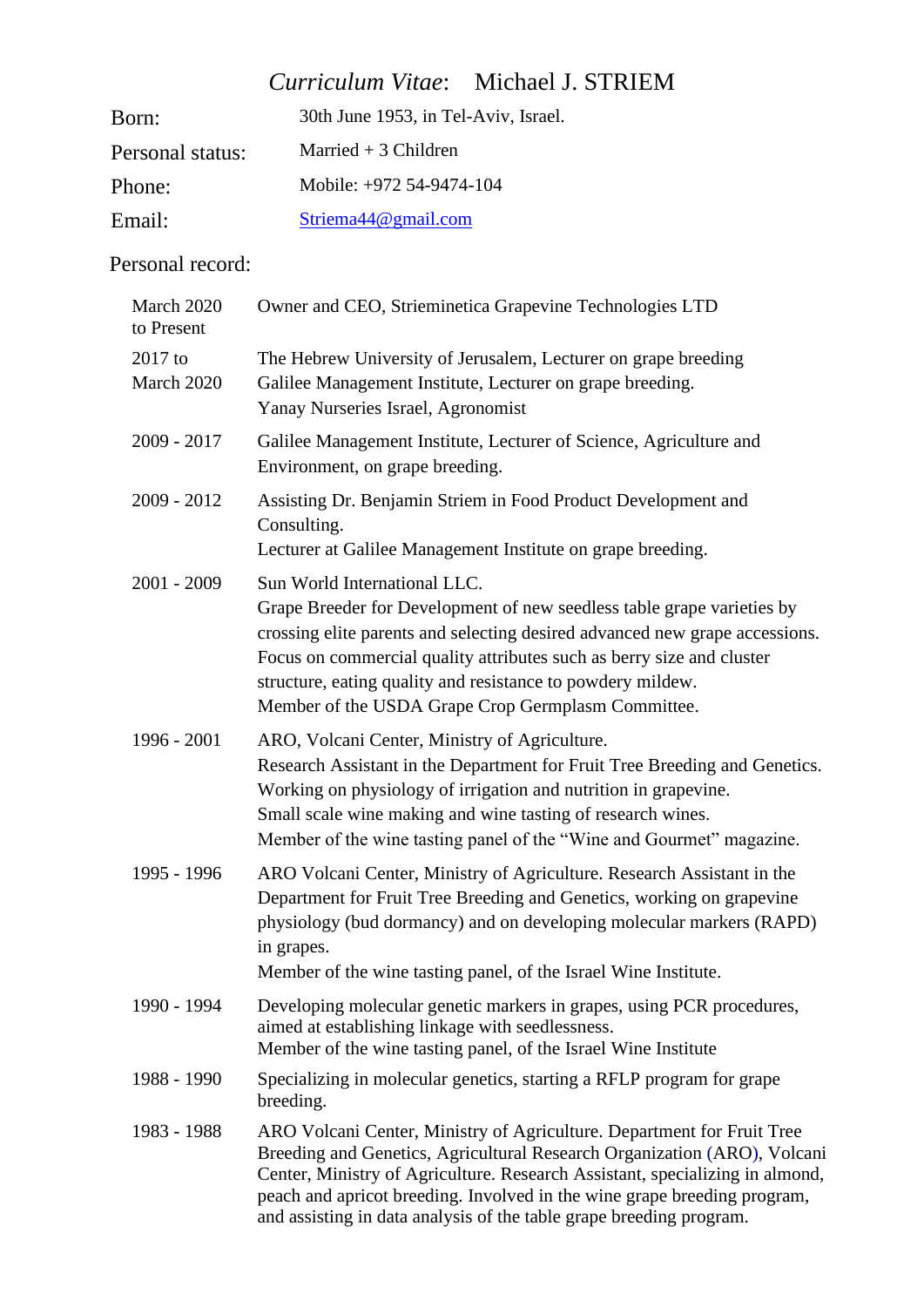# *Curriculum Vitae*: Michael J. STRIEM

| | |
|---|---|
| Born: | 30th June 1953, in Tel-Aviv, Israel. |
| Personal status: | Married + 3 Children |
| Phone: | Mobile: +972 54-9474-104 |
| Email: | Striema44@gmail.com |

## Personal record:

| | |
|---|---|
| March 2020 to Present | Owner and CEO, Strieminetica Grapevine Technologies LTD |
| 2017 to March 2020 | The Hebrew University of Jerusalem, Lecturer on grape breeding<br>Galilee Management Institute, Lecturer on grape breeding.<br>Yanay Nurseries Israel, Agronomist |
| 2009 - 2017 | Galilee Management Institute, Lecturer of Science, Agriculture and Environment, on grape breeding. |
| 2009 - 2012 | Assisting Dr. Benjamin Striem in Food Product Development and Consulting.<br>Lecturer at Galilee Management Institute on grape breeding. |
| 2001 - 2009 | Sun World International LLC.<br>Grape Breeder for Development of new seedless table grape varieties by crossing elite parents and selecting desired advanced new grape accessions. Focus on commercial quality attributes such as berry size and cluster structure, eating quality and resistance to powdery mildew.<br>Member of the USDA Grape Crop Germplasm Committee. |
| 1996 - 2001 | ARO, Volcani Center, Ministry of Agriculture.<br>Research Assistant in the Department for Fruit Tree Breeding and Genetics.<br>Working on physiology of irrigation and nutrition in grapevine.<br>Small scale wine making and wine tasting of research wines.<br>Member of the wine tasting panel of the "Wine and Gourmet" magazine. |
| 1995 - 1996 | ARO Volcani Center, Ministry of Agriculture. Research Assistant in the Department for Fruit Tree Breeding and Genetics, working on grapevine physiology (bud dormancy) and on developing molecular markers (RAPD) in grapes.<br>Member of the wine tasting panel, of the Israel Wine Institute. |
| 1990 - 1994 | Developing molecular genetic markers in grapes, using PCR procedures, aimed at establishing linkage with seedlessness.<br>Member of the wine tasting panel, of the Israel Wine Institute |
| 1988 - 1990 | Specializing in molecular genetics, starting a RFLP program for grape breeding. |
| 1983 - 1988 | ARO Volcani Center, Ministry of Agriculture. Department for Fruit Tree Breeding and Genetics, Agricultural Research Organization (ARO), Volcani Center, Ministry of Agriculture. Research Assistant, specializing in almond, peach and apricot breeding. Involved in the wine grape breeding program, and assisting in data analysis of the table grape breeding program. |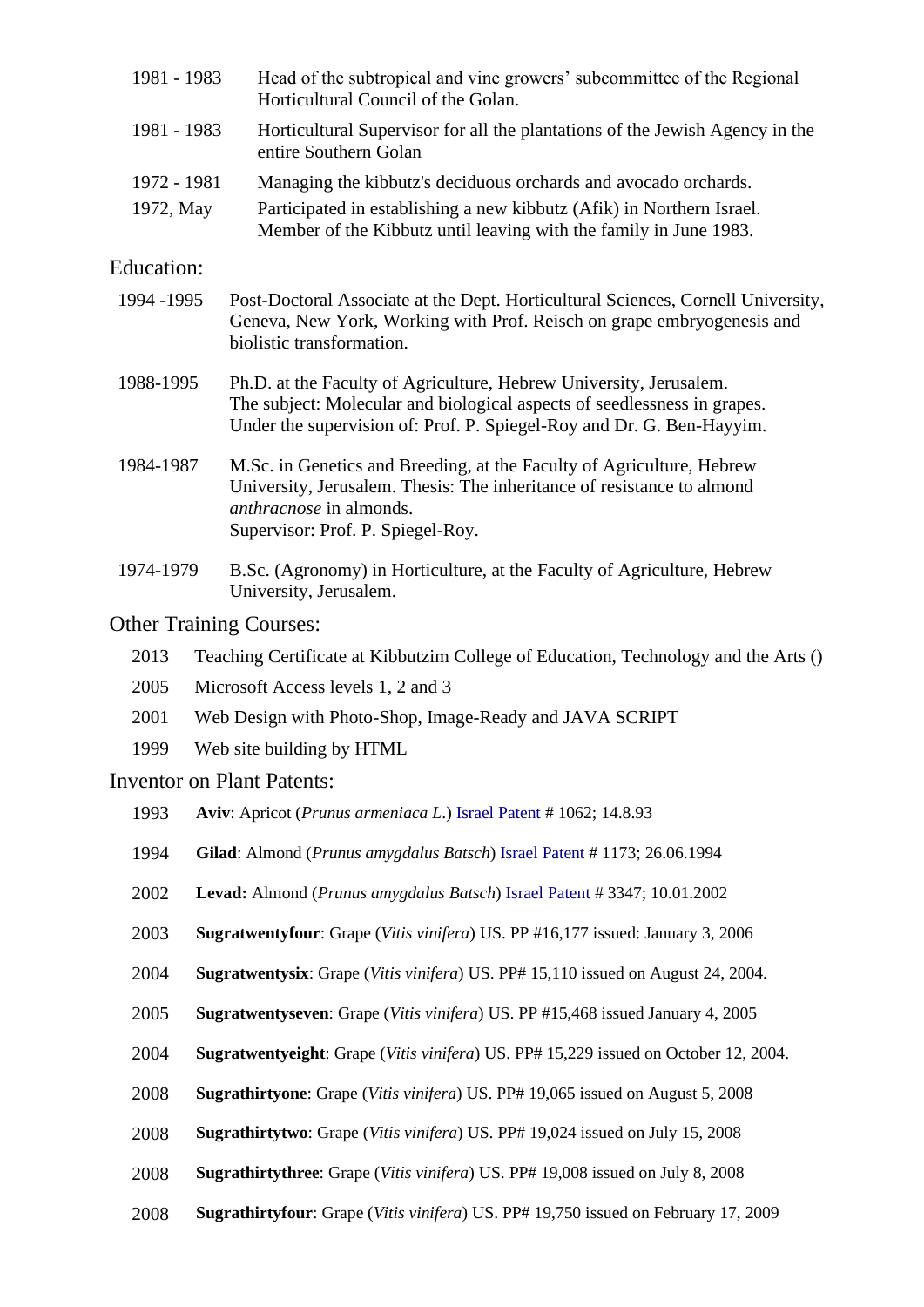| | |
|---|---|
| 1981 - 1983 | Head of the subtropical and vine growers' subcommittee of the Regional Horticultural Council of the Golan. |
| 1981 - 1983 | Horticultural Supervisor for all the plantations of the Jewish Agency in the entire Southern Golan |
| 1972 - 1981 | Managing the kibbutz's deciduous orchards and avocado orchards. |
| 1972, May | Participated in establishing a new kibbutz (Afik) in Northern Israel. Member of the Kibbutz until leaving with the family in June 1983. |

## Education:

| | |
|---|---|
| 1994 -1995 | Post-Doctoral Associate at the Dept. Horticultural Sciences, Cornell University, Geneva, New York, Working with Prof. Reisch on grape embryogenesis and biolistic transformation. |
| 1988-1995 | Ph.D. at the Faculty of Agriculture, Hebrew University, Jerusalem.<br>The subject: Molecular and biological aspects of seedlessness in grapes.<br>Under the supervision of: Prof. P. Spiegel-Roy and Dr. G. Ben-Hayyim. |
| 1984-1987 | M.Sc. in Genetics and Breeding, at the Faculty of Agriculture, Hebrew University, Jerusalem. Thesis: The inheritance of resistance to almond *anthracnose* in almonds.<br>Supervisor: Prof. P. Spiegel-Roy. |
| 1974-1979 | B.Sc. (Agronomy) in Horticulture, at the Faculty of Agriculture, Hebrew University, Jerusalem. |

## Other Training Courses:

| | |
|---|---|
| 2013 | Teaching Certificate at Kibbutzim College of Education, Technology and the Arts () |
| 2005 | Microsoft Access levels 1, 2 and 3 |
| 2001 | Web Design with Photo-Shop, Image-Ready and JAVA SCRIPT |
| 1999 | Web site building by HTML |

## Inventor on Plant Patents:

| | |
|---|---|
| 1993 | **Aviv**: Apricot (*Prunus armeniaca L.*) Israel Patent # 1062; 14.8.93 |
| 1994 | **Gilad**: Almond (*Prunus amygdalus Batsch*) Israel Patent # 1173; 26.06.1994 |
| 2002 | **Levad:** Almond (*Prunus amygdalus Batsch*) Israel Patent # 3347; 10.01.2002 |
| 2003 | **Sugratwentyfour**: Grape (*Vitis vinifera*) US. PP #16,177 issued: January 3, 2006 |
| 2004 | **Sugratwentysix**: Grape (*Vitis vinifera*) US. PP# 15,110 issued on August 24, 2004. |
| 2005 | **Sugratwentyseven**: Grape (*Vitis vinifera*) US. PP #15,468 issued January 4, 2005 |
| 2004 | **Sugratwentyeight**: Grape (*Vitis vinifera*) US. PP# 15,229 issued on October 12, 2004. |
| 2008 | **Sugrathirtyone**: Grape (*Vitis vinifera*) US. PP# 19,065 issued on August 5, 2008 |
| 2008 | **Sugrathirtytwo**: Grape (*Vitis vinifera*) US. PP# 19,024 issued on July 15, 2008 |
| 2008 | **Sugrathirtythree**: Grape (*Vitis vinifera*) US. PP# 19,008 issued on July 8, 2008 |
| 2008 | **Sugrathirtyfour**: Grape (*Vitis vinifera*) US. PP# 19,750 issued on February 17, 2009 |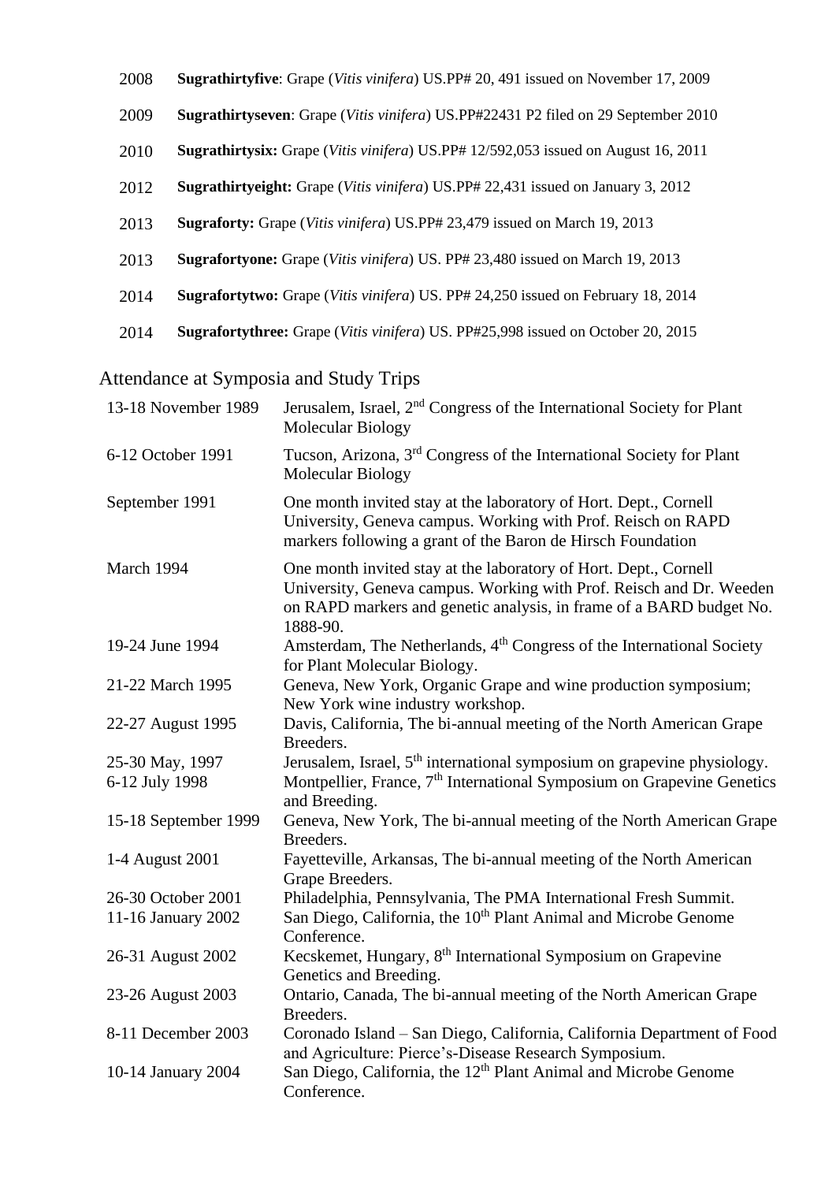2008 **Sugrathirtyfive**: Grape (*Vitis vinifera*) US.PP# 20, 491 issued on November 17, 2009

2009 **Sugrathirtyseven**: Grape (*Vitis vinifera*) US.PP#22431 P2 filed on 29 September 2010

2010 **Sugrathirtysix:** Grape (*Vitis vinifera*) US.PP# 12/592,053 issued on August 16, 2011

2012 **Sugrathirtyeight:** Grape (*Vitis vinifera*) US.PP# 22,431 issued on January 3, 2012

2013 **Sugraforty:** Grape (*Vitis vinifera*) US.PP# 23,479 issued on March 19, 2013

2013 **Sugrafortyone:** Grape (*Vitis vinifera*) US. PP# 23,480 issued on March 19, 2013

2014 **Sugrafortytwo:** Grape (*Vitis vinifera*) US. PP# 24,250 issued on February 18, 2014

2014 **Sugrafortythree:** Grape (*Vitis vinifera*) US. PP#25,998 issued on October 20, 2015

## Attendance at Symposia and Study Trips

| | |
|---|---|
| 13-18 November 1989 | Jerusalem, Israel, 2nd Congress of the International Society for Plant Molecular Biology |
| 6-12 October 1991 | Tucson, Arizona, 3rd Congress of the International Society for Plant Molecular Biology |
| September 1991 | One month invited stay at the laboratory of Hort. Dept., Cornell University, Geneva campus. Working with Prof. Reisch on RAPD markers following a grant of the Baron de Hirsch Foundation |
| March 1994 | One month invited stay at the laboratory of Hort. Dept., Cornell University, Geneva campus. Working with Prof. Reisch and Dr. Weeden on RAPD markers and genetic analysis, in frame of a BARD budget No. 1888-90. |
| 19-24 June 1994 | Amsterdam, The Netherlands, 4th Congress of the International Society for Plant Molecular Biology. |
| 21-22 March 1995 | Geneva, New York, Organic Grape and wine production symposium; New York wine industry workshop. |
| 22-27 August 1995 | Davis, California, The bi-annual meeting of the North American Grape Breeders. |
| 25-30 May, 1997 | Jerusalem, Israel, 5th international symposium on grapevine physiology. |
| 6-12 July 1998 | Montpellier, France, 7th International Symposium on Grapevine Genetics and Breeding. |
| 15-18 September 1999 | Geneva, New York, The bi-annual meeting of the North American Grape Breeders. |
| 1-4 August 2001 | Fayetteville, Arkansas, The bi-annual meeting of the North American Grape Breeders. |
| 26-30 October 2001 | Philadelphia, Pennsylvania, The PMA International Fresh Summit. |
| 11-16 January 2002 | San Diego, California, the 10th Plant Animal and Microbe Genome Conference. |
| 26-31 August 2002 | Kecskemet, Hungary, 8th International Symposium on Grapevine Genetics and Breeding. |
| 23-26 August 2003 | Ontario, Canada, The bi-annual meeting of the North American Grape Breeders. |
| 8-11 December 2003 | Coronado Island – San Diego, California, California Department of Food and Agriculture: Pierce's-Disease Research Symposium. |
| 10-14 January 2004 | San Diego, California, the 12th Plant Animal and Microbe Genome Conference. |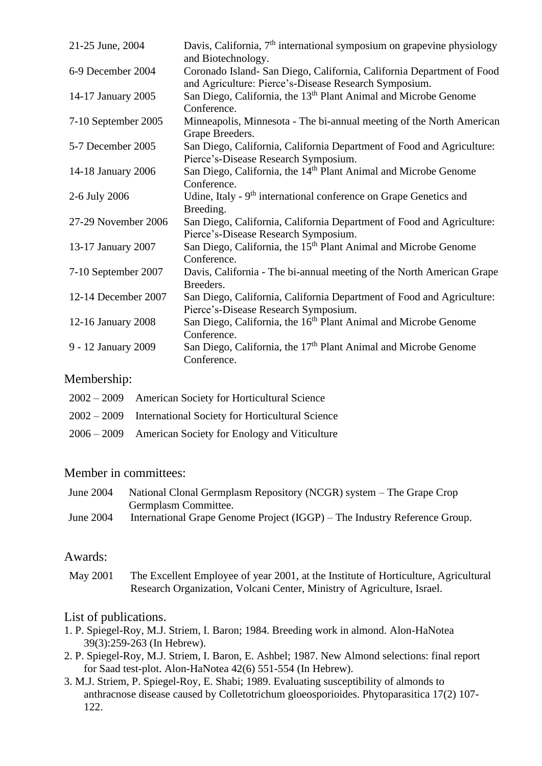| | |
|---|---|
| 21-25 June, 2004 | Davis, California, 7th international symposium on grapevine physiology and Biotechnology. |
| 6-9 December 2004 | Coronado Island- San Diego, California, California Department of Food and Agriculture: Pierce's-Disease Research Symposium. |
| 14-17 January 2005 | San Diego, California, the 13th Plant Animal and Microbe Genome Conference. |
| 7-10 September 2005 | Minneapolis, Minnesota - The bi-annual meeting of the North American Grape Breeders. |
| 5-7 December 2005 | San Diego, California, California Department of Food and Agriculture: Pierce's-Disease Research Symposium. |
| 14-18 January 2006 | San Diego, California, the 14th Plant Animal and Microbe Genome Conference. |
| 2-6 July 2006 | Udine, Italy - 9th international conference on Grape Genetics and Breeding. |
| 27-29 November 2006 | San Diego, California, California Department of Food and Agriculture: Pierce's-Disease Research Symposium. |
| 13-17 January 2007 | San Diego, California, the 15th Plant Animal and Microbe Genome Conference. |
| 7-10 September 2007 | Davis, California - The bi-annual meeting of the North American Grape Breeders. |
| 12-14 December 2007 | San Diego, California, California Department of Food and Agriculture: Pierce's-Disease Research Symposium. |
| 12-16 January 2008 | San Diego, California, the 16th Plant Animal and Microbe Genome Conference. |
| 9 - 12 January 2009 | San Diego, California, the 17th Plant Animal and Microbe Genome Conference. |

## Membership:

| | |
|---|---|
| 2002 – 2009 | American Society for Horticultural Science |
| 2002 – 2009 | International Society for Horticultural Science |
| 2006 – 2009 | American Society for Enology and Viticulture |

## Member in committees:

| | |
|---|---|
| June 2004 | National Clonal Germplasm Repository (NCGR) system – The Grape Crop Germplasm Committee. |
| June 2004 | International Grape Genome Project (IGGP) – The Industry Reference Group. |

## Awards:

| | |
|---|---|
| May 2001 | The Excellent Employee of year 2001, at the Institute of Horticulture, Agricultural Research Organization, Volcani Center, Ministry of Agriculture, Israel. |

## List of publications.

1. P. Spiegel-Roy, M.J. Striem, I. Baron; 1984. Breeding work in almond. Alon-HaNotea 39(3):259-263 (In Hebrew).
2. P. Spiegel-Roy, M.J. Striem, I. Baron, E. Ashbel; 1987. New Almond selections: final report for Saad test-plot. Alon-HaNotea 42(6) 551-554 (In Hebrew).
3. M.J. Striem, P. Spiegel-Roy, E. Shabi; 1989. Evaluating susceptibility of almonds to anthracnose disease caused by Colletotrichum gloeosporioides. Phytoparasitica 17(2) 107-122.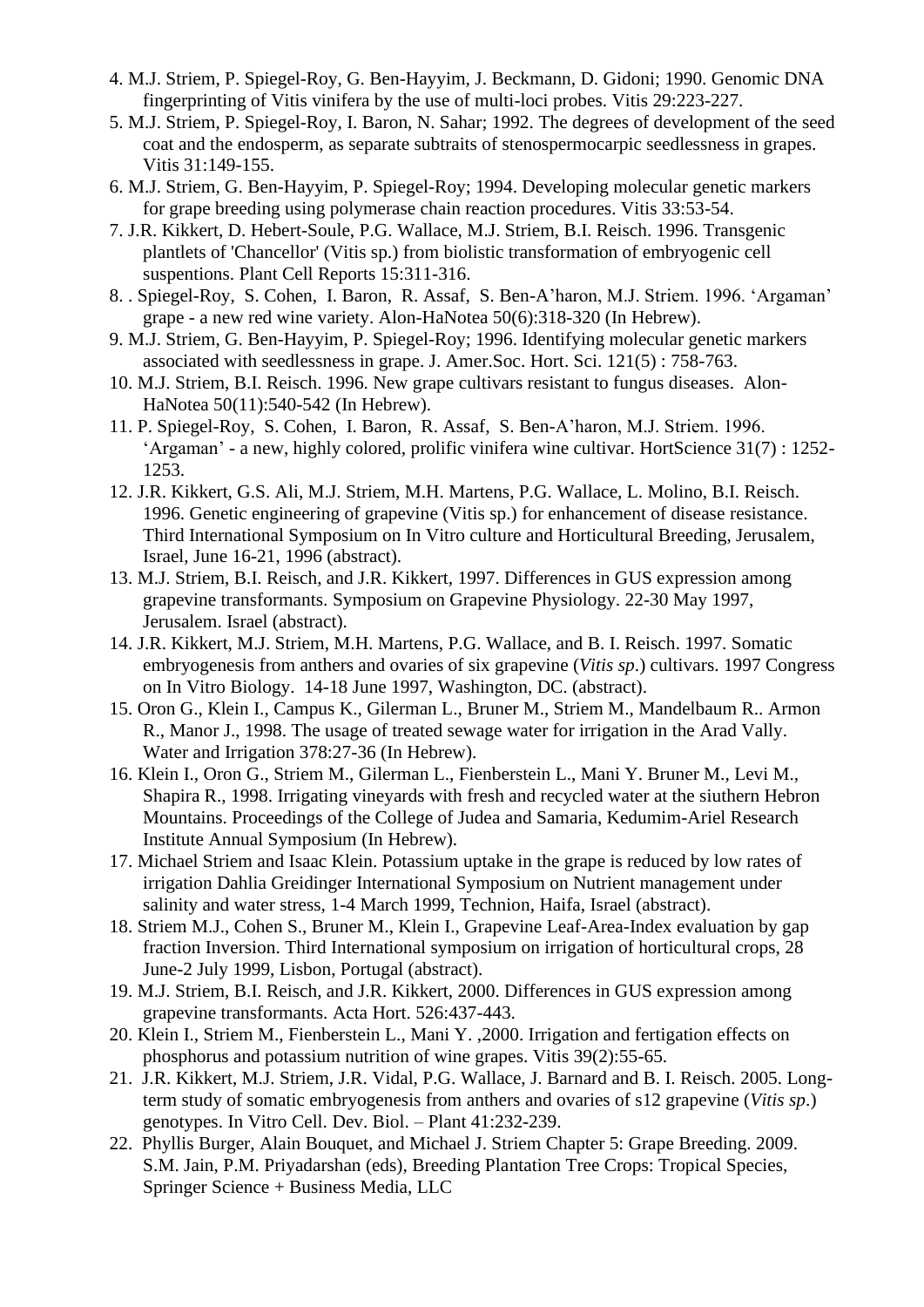4. M.J. Striem, P. Spiegel-Roy, G. Ben-Hayyim, J. Beckmann, D. Gidoni; 1990. Genomic DNA fingerprinting of Vitis vinifera by the use of multi-loci probes. Vitis 29:223-227.
5. M.J. Striem, P. Spiegel-Roy, I. Baron, N. Sahar; 1992. The degrees of development of the seed coat and the endosperm, as separate subtraits of stenospermocarpic seedlessness in grapes. Vitis 31:149-155.
6. M.J. Striem, G. Ben-Hayyim, P. Spiegel-Roy; 1994. Developing molecular genetic markers for grape breeding using polymerase chain reaction procedures. Vitis 33:53-54.
7. J.R. Kikkert, D. Hebert-Soule, P.G. Wallace, M.J. Striem, B.I. Reisch. 1996. Transgenic plantlets of 'Chancellor' (Vitis sp.) from biolistic transformation of embryogenic cell suspentions. Plant Cell Reports 15:311-316.
8. . Spiegel-Roy, S. Cohen, I. Baron, R. Assaf, S. Ben-A'haron, M.J. Striem. 1996. 'Argaman' grape - a new red wine variety. Alon-HaNotea 50(6):318-320 (In Hebrew).
9. M.J. Striem, G. Ben-Hayyim, P. Spiegel-Roy; 1996. Identifying molecular genetic markers associated with seedlessness in grape. J. Amer.Soc. Hort. Sci. 121(5) : 758-763.
10. M.J. Striem, B.I. Reisch. 1996. New grape cultivars resistant to fungus diseases. Alon-HaNotea 50(11):540-542 (In Hebrew).
11. P. Spiegel-Roy, S. Cohen, I. Baron, R. Assaf, S. Ben-A'haron, M.J. Striem. 1996. 'Argaman' - a new, highly colored, prolific vinifera wine cultivar. HortScience 31(7) : 1252-1253.
12. J.R. Kikkert, G.S. Ali, M.J. Striem, M.H. Martens, P.G. Wallace, L. Molino, B.I. Reisch. 1996. Genetic engineering of grapevine (Vitis sp.) for enhancement of disease resistance. Third International Symposium on In Vitro culture and Horticultural Breeding, Jerusalem, Israel, June 16-21, 1996 (abstract).
13. M.J. Striem, B.I. Reisch, and J.R. Kikkert, 1997. Differences in GUS expression among grapevine transformants. Symposium on Grapevine Physiology. 22-30 May 1997, Jerusalem. Israel (abstract).
14. J.R. Kikkert, M.J. Striem, M.H. Martens, P.G. Wallace, and B. I. Reisch. 1997. Somatic embryogenesis from anthers and ovaries of six grapevine (*Vitis sp.*) cultivars. 1997 Congress on In Vitro Biology. 14-18 June 1997, Washington, DC. (abstract).
15. Oron G., Klein I., Campus K., Gilerman L., Bruner M., Striem M., Mandelbaum R.. Armon R., Manor J., 1998. The usage of treated sewage water for irrigation in the Arad Vally. Water and Irrigation 378:27-36 (In Hebrew).
16. Klein I., Oron G., Striem M., Gilerman L., Fienberstein L., Mani Y. Bruner M., Levi M., Shapira R., 1998. Irrigating vineyards with fresh and recycled water at the siuthern Hebron Mountains. Proceedings of the College of Judea and Samaria, Kedumim-Ariel Research Institute Annual Symposium (In Hebrew).
17. Michael Striem and Isaac Klein. Potassium uptake in the grape is reduced by low rates of irrigation Dahlia Greidinger International Symposium on Nutrient management under salinity and water stress, 1-4 March 1999, Technion, Haifa, Israel (abstract).
18. Striem M.J., Cohen S., Bruner M., Klein I., Grapevine Leaf-Area-Index evaluation by gap fraction Inversion. Third International symposium on irrigation of horticultural crops, 28 June-2 July 1999, Lisbon, Portugal (abstract).
19. M.J. Striem, B.I. Reisch, and J.R. Kikkert, 2000. Differences in GUS expression among grapevine transformants. Acta Hort. 526:437-443.
20. Klein I., Striem M., Fienberstein L., Mani Y. ,2000. Irrigation and fertigation effects on phosphorus and potassium nutrition of wine grapes. Vitis 39(2):55-65.
21. J.R. Kikkert, M.J. Striem, J.R. Vidal, P.G. Wallace, J. Barnard and B. I. Reisch. 2005. Long-term study of somatic embryogenesis from anthers and ovaries of s12 grapevine (*Vitis sp.*) genotypes. In Vitro Cell. Dev. Biol. – Plant 41:232-239.
22. Phyllis Burger, Alain Bouquet, and Michael J. Striem Chapter 5: Grape Breeding. 2009. S.M. Jain, P.M. Priyadarshan (eds), Breeding Plantation Tree Crops: Tropical Species, Springer Science + Business Media, LLC